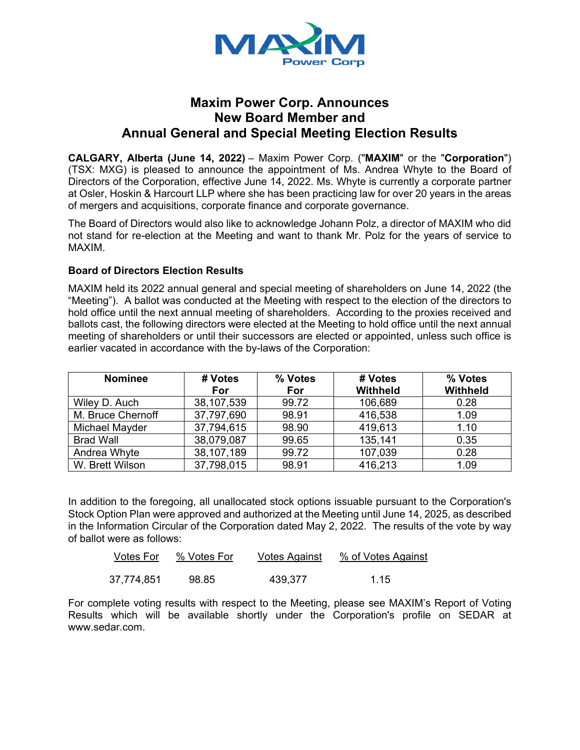# Maxim Power Corp. Announces New Board Member and Annual General and Special Meeting Election Results

**CALGARY, Alberta (June 14, 2022)** – Maxim Power Corp. ("**MAXIM**" or the "**Corporation**") (TSX: MXG) is pleased to announce the appointment of Ms. Andrea Whyte to the Board of Directors of the Corporation, effective June 14, 2022. Ms. Whyte is currently a corporate partner at Osler, Hoskin & Harcourt LLP where she has been practicing law for over 20 years in the areas of mergers and acquisitions, corporate finance and corporate governance.

The Board of Directors would also like to acknowledge Johann Polz, a director of MAXIM who did not stand for re-election at the Meeting and want to thank Mr. Polz for the years of service to MAXIM.

### Board of Directors Election Results

MAXIM held its 2022 annual general and special meeting of shareholders on June 14, 2022 (the "Meeting"). A ballot was conducted at the Meeting with respect to the election of the directors to hold office until the next annual meeting of shareholders. According to the proxies received and ballots cast, the following directors were elected at the Meeting to hold office until the next annual meeting of shareholders or until their successors are elected or appointed, unless such office is earlier vacated in accordance with the by-laws of the Corporation:

| Nominee | # Votes For | % Votes For | # Votes Withheld | % Votes Withheld |
|---|---|---|---|---|
| Wiley D. Auch | 38,107,539 | 99.72 | 106,689 | 0.28 |
| M. Bruce Chernoff | 37,797,690 | 98.91 | 416,538 | 1.09 |
| Michael Mayder | 37,794,615 | 98.90 | 419,613 | 1.10 |
| Brad Wall | 38,079,087 | 99.65 | 135,141 | 0.35 |
| Andrea Whyte | 38,107,189 | 99.72 | 107,039 | 0.28 |
| W. Brett Wilson | 37,798,015 | 98.91 | 416,213 | 1.09 |

In addition to the foregoing, all unallocated stock options issuable pursuant to the Corporation's Stock Option Plan were approved and authorized at the Meeting until June 14, 2025, as described in the Information Circular of the Corporation dated May 2, 2022. The results of the vote by way of ballot were as follows:

| Votes For | % Votes For | Votes Against | % of Votes Against |
|---|---|---|---|
| 37,774,851 | 98.85 | 439,377 | 1.15 |

For complete voting results with respect to the Meeting, please see MAXIM's Report of Voting Results which will be available shortly under the Corporation's profile on SEDAR at www.sedar.com.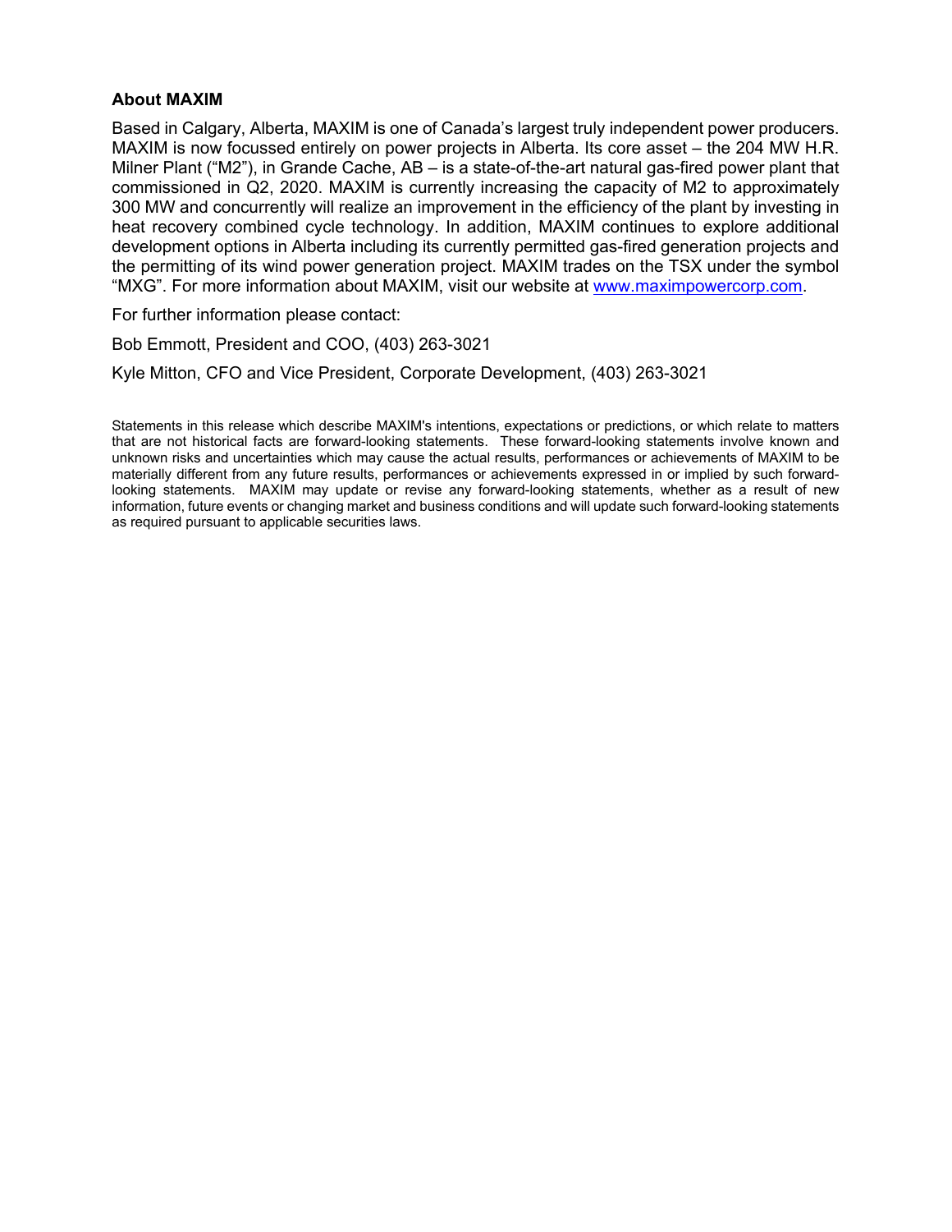**About MAXIM**

Based in Calgary, Alberta, MAXIM is one of Canada's largest truly independent power producers. MAXIM is now focussed entirely on power projects in Alberta. Its core asset – the 204 MW H.R. Milner Plant ("M2"), in Grande Cache, AB – is a state-of-the-art natural gas-fired power plant that commissioned in Q2, 2020. MAXIM is currently increasing the capacity of M2 to approximately 300 MW and concurrently will realize an improvement in the efficiency of the plant by investing in heat recovery combined cycle technology. In addition, MAXIM continues to explore additional development options in Alberta including its currently permitted gas-fired generation projects and the permitting of its wind power generation project. MAXIM trades on the TSX under the symbol "MXG". For more information about MAXIM, visit our website at [www.maximpowercorp.com](http://www.maximpowercorp.com).

For further information please contact:

Bob Emmott, President and COO, (403) 263-3021

Kyle Mitton, CFO and Vice President, Corporate Development, (403) 263-3021

Statements in this release which describe MAXIM's intentions, expectations or predictions, or which relate to matters that are not historical facts are forward-looking statements. These forward-looking statements involve known and unknown risks and uncertainties which may cause the actual results, performances or achievements of MAXIM to be materially different from any future results, performances or achievements expressed in or implied by such forward-looking statements. MAXIM may update or revise any forward-looking statements, whether as a result of new information, future events or changing market and business conditions and will update such forward-looking statements as required pursuant to applicable securities laws.